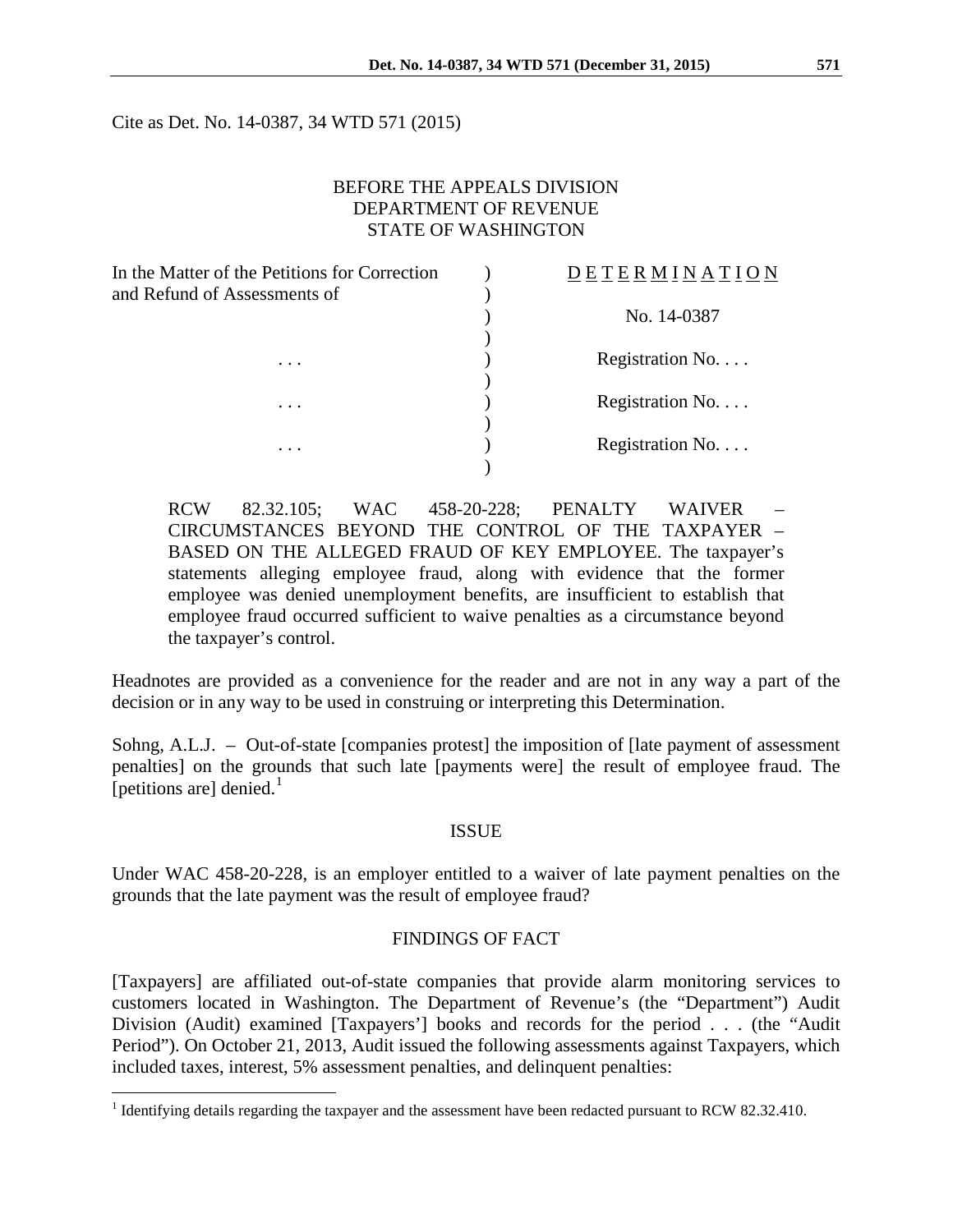Cite as Det. No. 14-0387, 34 WTD 571 (2015)

BEFORE THE APPEALS DIVISION
DEPARTMENT OF REVENUE
STATE OF WASHINGTON

| In the Matter of the Petitions for Correction and Refund of Assessments of | ) | DETERMINATION |
|---|---|---|
| | ) | No. 14-0387 |
| . . . | ) | Registration No. . . . |
| . . . | ) | Registration No. . . . |
| . . . | ) | Registration No. . . . |

RCW 82.32.105; WAC 458-20-228; PENALTY WAIVER – CIRCUMSTANCES BEYOND THE CONTROL OF THE TAXPAYER – BASED ON THE ALLEGED FRAUD OF KEY EMPLOYEE. The taxpayer's statements alleging employee fraud, along with evidence that the former employee was denied unemployment benefits, are insufficient to establish that employee fraud occurred sufficient to waive penalties as a circumstance beyond the taxpayer's control.

Headnotes are provided as a convenience for the reader and are not in any way a part of the decision or in any way to be used in construing or interpreting this Determination.

Sohng, A.L.J. – Out-of-state [companies protest] the imposition of [late payment of assessment penalties] on the grounds that such late [payments were] the result of employee fraud. The [petitions are] denied.[1]

## ISSUE

Under WAC 458-20-228, is an employer entitled to a waiver of late payment penalties on the grounds that the late payment was the result of employee fraud?

## FINDINGS OF FACT

[Taxpayers] are affiliated out-of-state companies that provide alarm monitoring services to customers located in Washington. The Department of Revenue's (the "Department") Audit Division (Audit) examined [Taxpayers'] books and records for the period . . . (the "Audit Period"). On October 21, 2013, Audit issued the following assessments against Taxpayers, which included taxes, interest, 5% assessment penalties, and delinquent penalties:

[1] Identifying details regarding the taxpayer and the assessment have been redacted pursuant to RCW 82.32.410.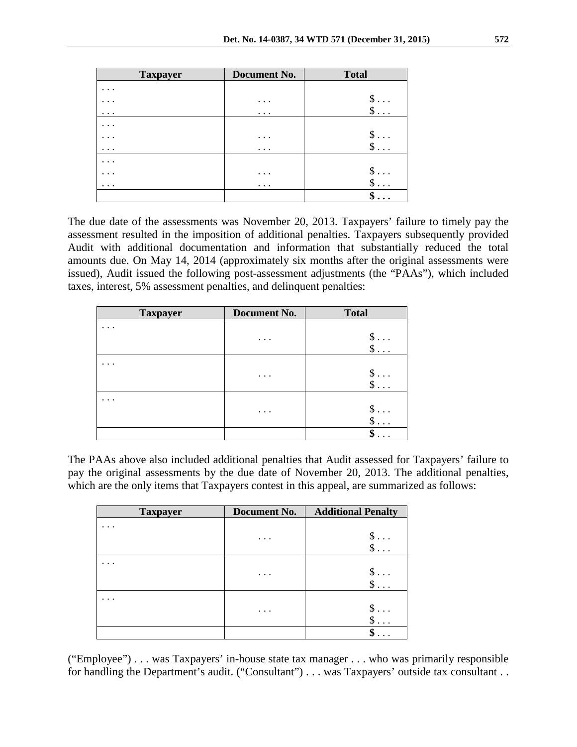| Taxpayer | Document No. | Total |
|---|---|---|
| . . . | | |
| . . . | . . . | $ . . . |
| . . . | . . . | $ . . . |
| . . . | | |
| . . . | . . . | $ . . . |
| . . . | . . . | $ . . . |
| . . . | | |
| . . . | . . . | $ . . . |
| . . . | . . . | $ . . . |
| | | **$ . . .** |

The due date of the assessments was November 20, 2013. Taxpayers' failure to timely pay the assessment resulted in the imposition of additional penalties. Taxpayers subsequently provided Audit with additional documentation and information that substantially reduced the total amounts due. On May 14, 2014 (approximately six months after the original assessments were issued), Audit issued the following post-assessment adjustments (the "PAAs"), which included taxes, interest, 5% assessment penalties, and delinquent penalties:

| Taxpayer | Document No. | Total |
|---|---|---|
| . . . | | |
| | . . . | $ . . . |
| | | $ . . . |
| . . . | | |
| | . . . | $ . . . |
| | | $ . . . |
| . . . | | |
| | . . . | $ . . . |
| | | $ . . . |
| | | **$** . . . |

The PAAs above also included additional penalties that Audit assessed for Taxpayers' failure to pay the original assessments by the due date of November 20, 2013. The additional penalties, which are the only items that Taxpayers contest in this appeal, are summarized as follows:

| Taxpayer | Document No. | Additional Penalty |
|---|---|---|
| . . . | | |
| | . . . | $ . . . |
| | | $ . . . |
| . . . | | |
| | . . . | $ . . . |
| | | $ . . . |
| . . . | | |
| | . . . | $ . . . |
| | | $ . . . |
| | | **$** . . . |

("Employee") . . . was Taxpayers' in-house state tax manager . . . who was primarily responsible for handling the Department's audit. ("Consultant") . . . was Taxpayers' outside tax consultant . .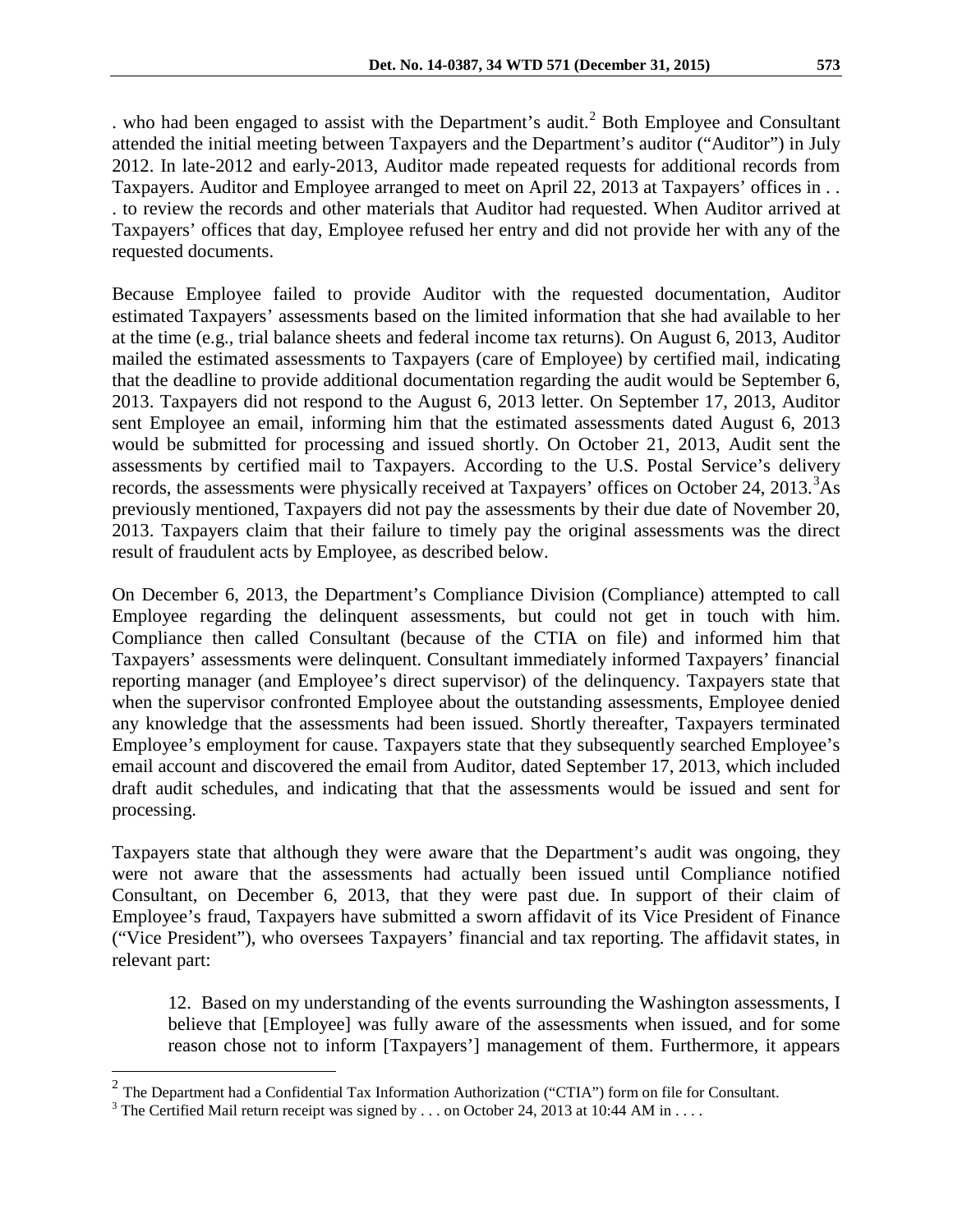. who had been engaged to assist with the Department's audit.[2] Both Employee and Consultant attended the initial meeting between Taxpayers and the Department's auditor ("Auditor") in July 2012. In late-2012 and early-2013, Auditor made repeated requests for additional records from Taxpayers. Auditor and Employee arranged to meet on April 22, 2013 at Taxpayers' offices in . . . to review the records and other materials that Auditor had requested. When Auditor arrived at Taxpayers' offices that day, Employee refused her entry and did not provide her with any of the requested documents.

Because Employee failed to provide Auditor with the requested documentation, Auditor estimated Taxpayers' assessments based on the limited information that she had available to her at the time (e.g., trial balance sheets and federal income tax returns). On August 6, 2013, Auditor mailed the estimated assessments to Taxpayers (care of Employee) by certified mail, indicating that the deadline to provide additional documentation regarding the audit would be September 6, 2013. Taxpayers did not respond to the August 6, 2013 letter. On September 17, 2013, Auditor sent Employee an email, informing him that the estimated assessments dated August 6, 2013 would be submitted for processing and issued shortly. On October 21, 2013, Audit sent the assessments by certified mail to Taxpayers. According to the U.S. Postal Service's delivery records, the assessments were physically received at Taxpayers' offices on October 24, 2013.[3] As previously mentioned, Taxpayers did not pay the assessments by their due date of November 20, 2013. Taxpayers claim that their failure to timely pay the original assessments was the direct result of fraudulent acts by Employee, as described below.

On December 6, 2013, the Department's Compliance Division (Compliance) attempted to call Employee regarding the delinquent assessments, but could not get in touch with him. Compliance then called Consultant (because of the CTIA on file) and informed him that Taxpayers' assessments were delinquent. Consultant immediately informed Taxpayers' financial reporting manager (and Employee's direct supervisor) of the delinquency. Taxpayers state that when the supervisor confronted Employee about the outstanding assessments, Employee denied any knowledge that the assessments had been issued. Shortly thereafter, Taxpayers terminated Employee's employment for cause. Taxpayers state that they subsequently searched Employee's email account and discovered the email from Auditor, dated September 17, 2013, which included draft audit schedules, and indicating that that the assessments would be issued and sent for processing.

Taxpayers state that although they were aware that the Department's audit was ongoing, they were not aware that the assessments had actually been issued until Compliance notified Consultant, on December 6, 2013, that they were past due. In support of their claim of Employee's fraud, Taxpayers have submitted a sworn affidavit of its Vice President of Finance ("Vice President"), who oversees Taxpayers' financial and tax reporting. The affidavit states, in relevant part:

> 12. Based on my understanding of the events surrounding the Washington assessments, I believe that [Employee] was fully aware of the assessments when issued, and for some reason chose not to inform [Taxpayers'] management of them. Furthermore, it appears

---

[2] The Department had a Confidential Tax Information Authorization ("CTIA") form on file for Consultant.

[3] The Certified Mail return receipt was signed by . . . on October 24, 2013 at 10:44 AM in . . . .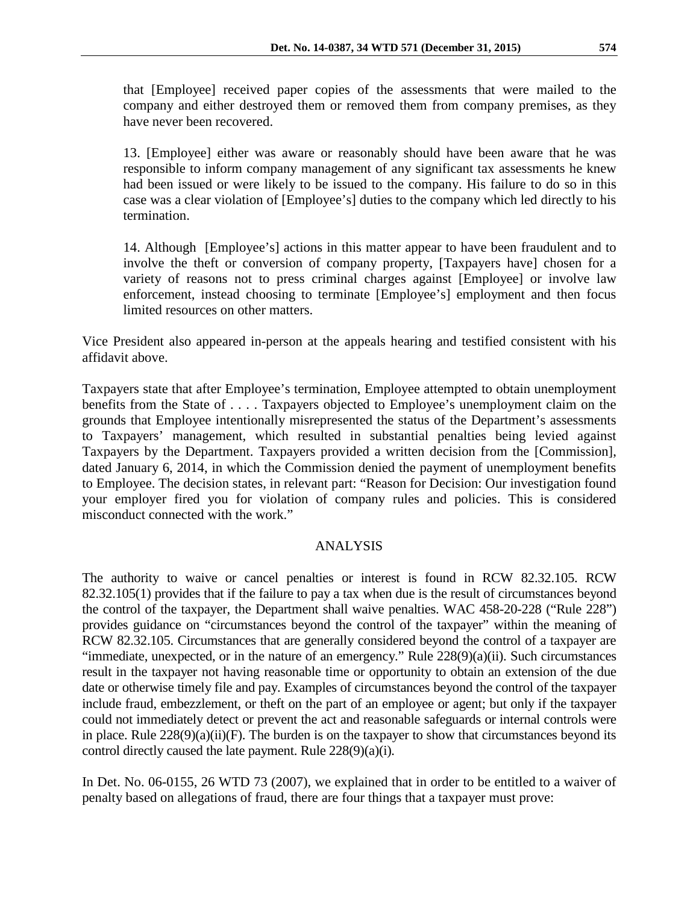that [Employee] received paper copies of the assessments that were mailed to the company and either destroyed them or removed them from company premises, as they have never been recovered.

13. [Employee] either was aware or reasonably should have been aware that he was responsible to inform company management of any significant tax assessments he knew had been issued or were likely to be issued to the company. His failure to do so in this case was a clear violation of [Employee's] duties to the company which led directly to his termination.

14. Although [Employee's] actions in this matter appear to have been fraudulent and to involve the theft or conversion of company property, [Taxpayers have] chosen for a variety of reasons not to press criminal charges against [Employee] or involve law enforcement, instead choosing to terminate [Employee's] employment and then focus limited resources on other matters.

Vice President also appeared in-person at the appeals hearing and testified consistent with his affidavit above.

Taxpayers state that after Employee's termination, Employee attempted to obtain unemployment benefits from the State of . . . . Taxpayers objected to Employee's unemployment claim on the grounds that Employee intentionally misrepresented the status of the Department's assessments to Taxpayers' management, which resulted in substantial penalties being levied against Taxpayers by the Department. Taxpayers provided a written decision from the [Commission], dated January 6, 2014, in which the Commission denied the payment of unemployment benefits to Employee. The decision states, in relevant part: "Reason for Decision: Our investigation found your employer fired you for violation of company rules and policies. This is considered misconduct connected with the work."

## ANALYSIS

The authority to waive or cancel penalties or interest is found in RCW 82.32.105. RCW 82.32.105(1) provides that if the failure to pay a tax when due is the result of circumstances beyond the control of the taxpayer, the Department shall waive penalties. WAC 458-20-228 ("Rule 228") provides guidance on "circumstances beyond the control of the taxpayer" within the meaning of RCW 82.32.105. Circumstances that are generally considered beyond the control of a taxpayer are "immediate, unexpected, or in the nature of an emergency." Rule 228(9)(a)(ii). Such circumstances result in the taxpayer not having reasonable time or opportunity to obtain an extension of the due date or otherwise timely file and pay. Examples of circumstances beyond the control of the taxpayer include fraud, embezzlement, or theft on the part of an employee or agent; but only if the taxpayer could not immediately detect or prevent the act and reasonable safeguards or internal controls were in place. Rule 228(9)(a)(ii)(F). The burden is on the taxpayer to show that circumstances beyond its control directly caused the late payment. Rule 228(9)(a)(i).

In Det. No. 06-0155, 26 WTD 73 (2007), we explained that in order to be entitled to a waiver of penalty based on allegations of fraud, there are four things that a taxpayer must prove: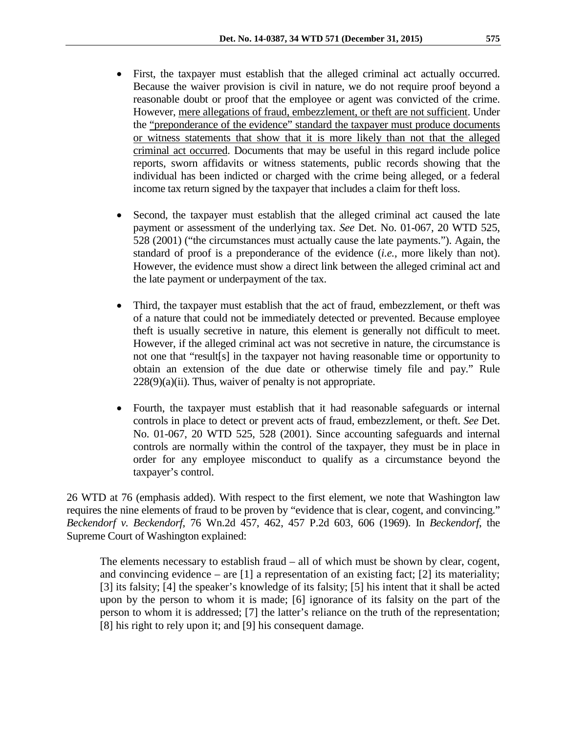- First, the taxpayer must establish that the alleged criminal act actually occurred. Because the waiver provision is civil in nature, we do not require proof beyond a reasonable doubt or proof that the employee or agent was convicted of the crime. However, <u>mere allegations of fraud, embezzlement, or theft are not sufficient</u>. Under the <u>"preponderance of the evidence" standard the taxpayer must produce documents or witness statements that show that it is more likely than not that the alleged criminal act occurred</u>. Documents that may be useful in this regard include police reports, sworn affidavits or witness statements, public records showing that the individual has been indicted or charged with the crime being alleged, or a federal income tax return signed by the taxpayer that includes a claim for theft loss.

- Second, the taxpayer must establish that the alleged criminal act caused the late payment or assessment of the underlying tax. *See* Det. No. 01-067, 20 WTD 525, 528 (2001) ("the circumstances must actually cause the late payments."). Again, the standard of proof is a preponderance of the evidence (*i.e.*, more likely than not). However, the evidence must show a direct link between the alleged criminal act and the late payment or underpayment of the tax.

- Third, the taxpayer must establish that the act of fraud, embezzlement, or theft was of a nature that could not be immediately detected or prevented. Because employee theft is usually secretive in nature, this element is generally not difficult to meet. However, if the alleged criminal act was not secretive in nature, the circumstance is not one that "result[s] in the taxpayer not having reasonable time or opportunity to obtain an extension of the due date or otherwise timely file and pay." Rule 228(9)(a)(ii). Thus, waiver of penalty is not appropriate.

- Fourth, the taxpayer must establish that it had reasonable safeguards or internal controls in place to detect or prevent acts of fraud, embezzlement, or theft. *See* Det. No. 01-067, 20 WTD 525, 528 (2001). Since accounting safeguards and internal controls are normally within the control of the taxpayer, they must be in place in order for any employee misconduct to qualify as a circumstance beyond the taxpayer's control.

26 WTD at 76 (emphasis added). With respect to the first element, we note that Washington law requires the nine elements of fraud to be proven by "evidence that is clear, cogent, and convincing." *Beckendorf v. Beckendorf*, 76 Wn.2d 457, 462, 457 P.2d 603, 606 (1969). In *Beckendorf*, the Supreme Court of Washington explained:

> The elements necessary to establish fraud – all of which must be shown by clear, cogent, and convincing evidence – are [1] a representation of an existing fact; [2] its materiality; [3] its falsity; [4] the speaker's knowledge of its falsity; [5] his intent that it shall be acted upon by the person to whom it is made; [6] ignorance of its falsity on the part of the person to whom it is addressed; [7] the latter's reliance on the truth of the representation; [8] his right to rely upon it; and [9] his consequent damage.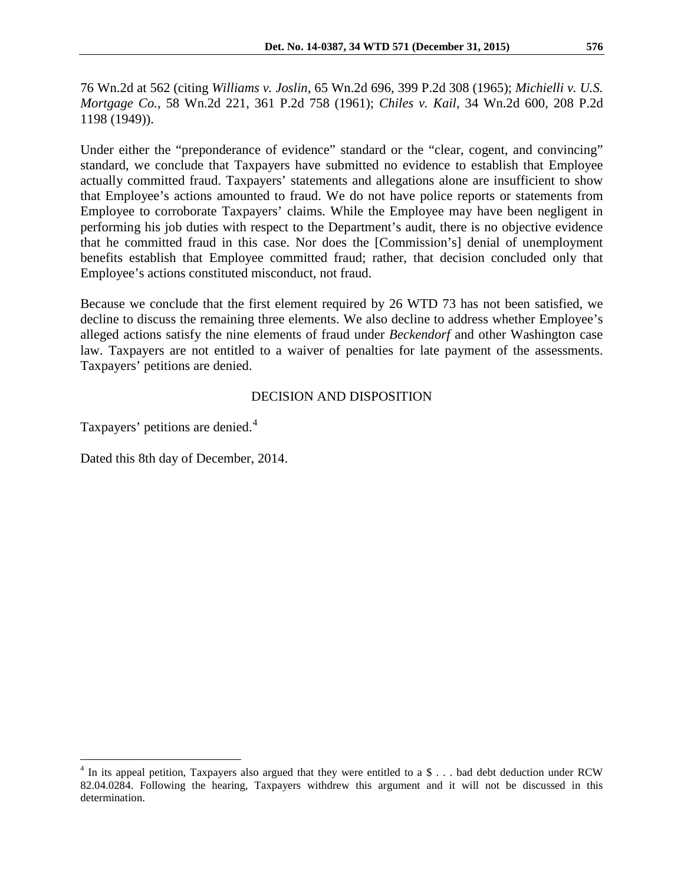76 Wn.2d at 562 (citing *Williams v. Joslin*, 65 Wn.2d 696, 399 P.2d 308 (1965); *Michielli v. U.S. Mortgage Co.*, 58 Wn.2d 221, 361 P.2d 758 (1961); *Chiles v. Kail*, 34 Wn.2d 600, 208 P.2d 1198 (1949)).

Under either the "preponderance of evidence" standard or the "clear, cogent, and convincing" standard, we conclude that Taxpayers have submitted no evidence to establish that Employee actually committed fraud. Taxpayers' statements and allegations alone are insufficient to show that Employee's actions amounted to fraud. We do not have police reports or statements from Employee to corroborate Taxpayers' claims. While the Employee may have been negligent in performing his job duties with respect to the Department's audit, there is no objective evidence that he committed fraud in this case. Nor does the [Commission's] denial of unemployment benefits establish that Employee committed fraud; rather, that decision concluded only that Employee's actions constituted misconduct, not fraud.

Because we conclude that the first element required by 26 WTD 73 has not been satisfied, we decline to discuss the remaining three elements. We also decline to address whether Employee's alleged actions satisfy the nine elements of fraud under *Beckendorf* and other Washington case law. Taxpayers are not entitled to a waiver of penalties for late payment of the assessments. Taxpayers' petitions are denied.

## DECISION AND DISPOSITION

Taxpayers' petitions are denied.[4]

Dated this 8th day of December, 2014.

---

[4] In its appeal petition, Taxpayers also argued that they were entitled to a $ . . . bad debt deduction under RCW 82.04.0284. Following the hearing, Taxpayers withdrew this argument and it will not be discussed in this determination.